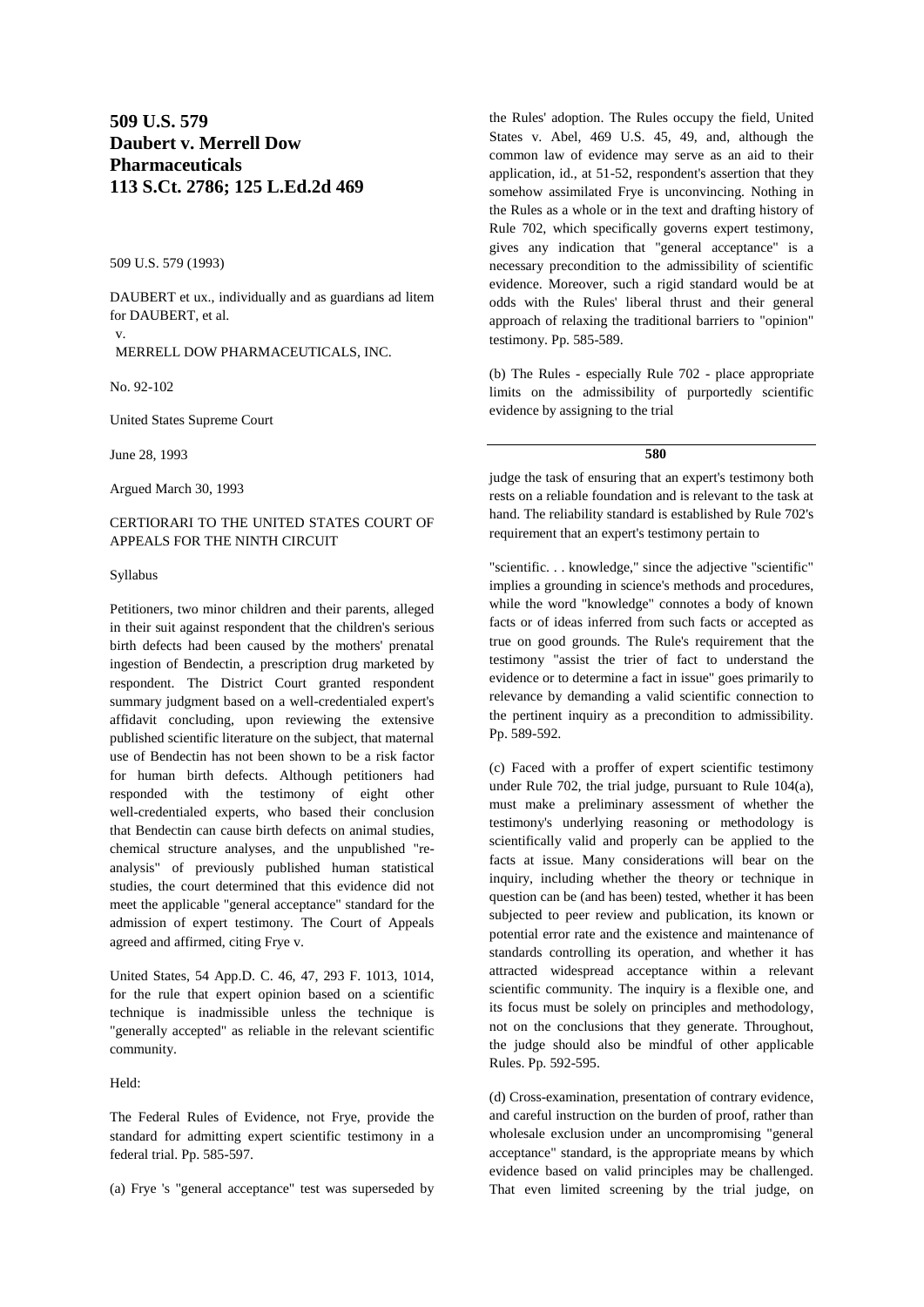# 509 U.S. 579
# Daubert v. Merrell Dow Pharmaceuticals
# 113 S.Ct. 2786; 125 L.Ed.2d 469

509 U.S. 579 (1993)

DAUBERT et ux., individually and as guardians ad litem for DAUBERT, et al.

v.

MERRELL DOW PHARMACEUTICALS, INC.

No. 92-102

United States Supreme Court

June 28, 1993

Argued March 30, 1993

CERTIORARI TO THE UNITED STATES COURT OF APPEALS FOR THE NINTH CIRCUIT

Syllabus

Petitioners, two minor children and their parents, alleged in their suit against respondent that the children's serious birth defects had been caused by the mothers' prenatal ingestion of Bendectin, a prescription drug marketed by respondent. The District Court granted respondent summary judgment based on a well-credentialed expert's affidavit concluding, upon reviewing the extensive published scientific literature on the subject, that maternal use of Bendectin has not been shown to be a risk factor for human birth defects. Although petitioners had responded with the testimony of eight other well-credentialed experts, who based their conclusion that Bendectin can cause birth defects on animal studies, chemical structure analyses, and the unpublished "re-analysis" of previously published human statistical studies, the court determined that this evidence did not meet the applicable "general acceptance" standard for the admission of expert testimony. The Court of Appeals agreed and affirmed, citing Frye v.

United States, 54 App.D. C. 46, 47, 293 F. 1013, 1014, for the rule that expert opinion based on a scientific technique is inadmissible unless the technique is "generally accepted" as reliable in the relevant scientific community.

Held:

The Federal Rules of Evidence, not Frye, provide the standard for admitting expert scientific testimony in a federal trial. Pp. 585-597.

(a) Frye 's "general acceptance" test was superseded by the Rules' adoption. The Rules occupy the field, United States v. Abel, 469 U.S. 45, 49, and, although the common law of evidence may serve as an aid to their application, id., at 51-52, respondent's assertion that they somehow assimilated Frye is unconvincing. Nothing in the Rules as a whole or in the text and drafting history of Rule 702, which specifically governs expert testimony, gives any indication that "general acceptance" is a necessary precondition to the admissibility of scientific evidence. Moreover, such a rigid standard would be at odds with the Rules' liberal thrust and their general approach of relaxing the traditional barriers to "opinion" testimony. Pp. 585-589.

(b) The Rules - especially Rule 702 - place appropriate limits on the admissibility of purportedly scientific evidence by assigning to the trial

**580**

judge the task of ensuring that an expert's testimony both rests on a reliable foundation and is relevant to the task at hand. The reliability standard is established by Rule 702's requirement that an expert's testimony pertain to

"scientific. . . knowledge," since the adjective "scientific" implies a grounding in science's methods and procedures, while the word "knowledge" connotes a body of known facts or of ideas inferred from such facts or accepted as true on good grounds. The Rule's requirement that the testimony "assist the trier of fact to understand the evidence or to determine a fact in issue" goes primarily to relevance by demanding a valid scientific connection to the pertinent inquiry as a precondition to admissibility. Pp. 589-592.

(c) Faced with a proffer of expert scientific testimony under Rule 702, the trial judge, pursuant to Rule 104(a), must make a preliminary assessment of whether the testimony's underlying reasoning or methodology is scientifically valid and properly can be applied to the facts at issue. Many considerations will bear on the inquiry, including whether the theory or technique in question can be (and has been) tested, whether it has been subjected to peer review and publication, its known or potential error rate and the existence and maintenance of standards controlling its operation, and whether it has attracted widespread acceptance within a relevant scientific community. The inquiry is a flexible one, and its focus must be solely on principles and methodology, not on the conclusions that they generate. Throughout, the judge should also be mindful of other applicable Rules. Pp. 592-595.

(d) Cross-examination, presentation of contrary evidence, and careful instruction on the burden of proof, rather than wholesale exclusion under an uncompromising "general acceptance" standard, is the appropriate means by which evidence based on valid principles may be challenged. That even limited screening by the trial judge, on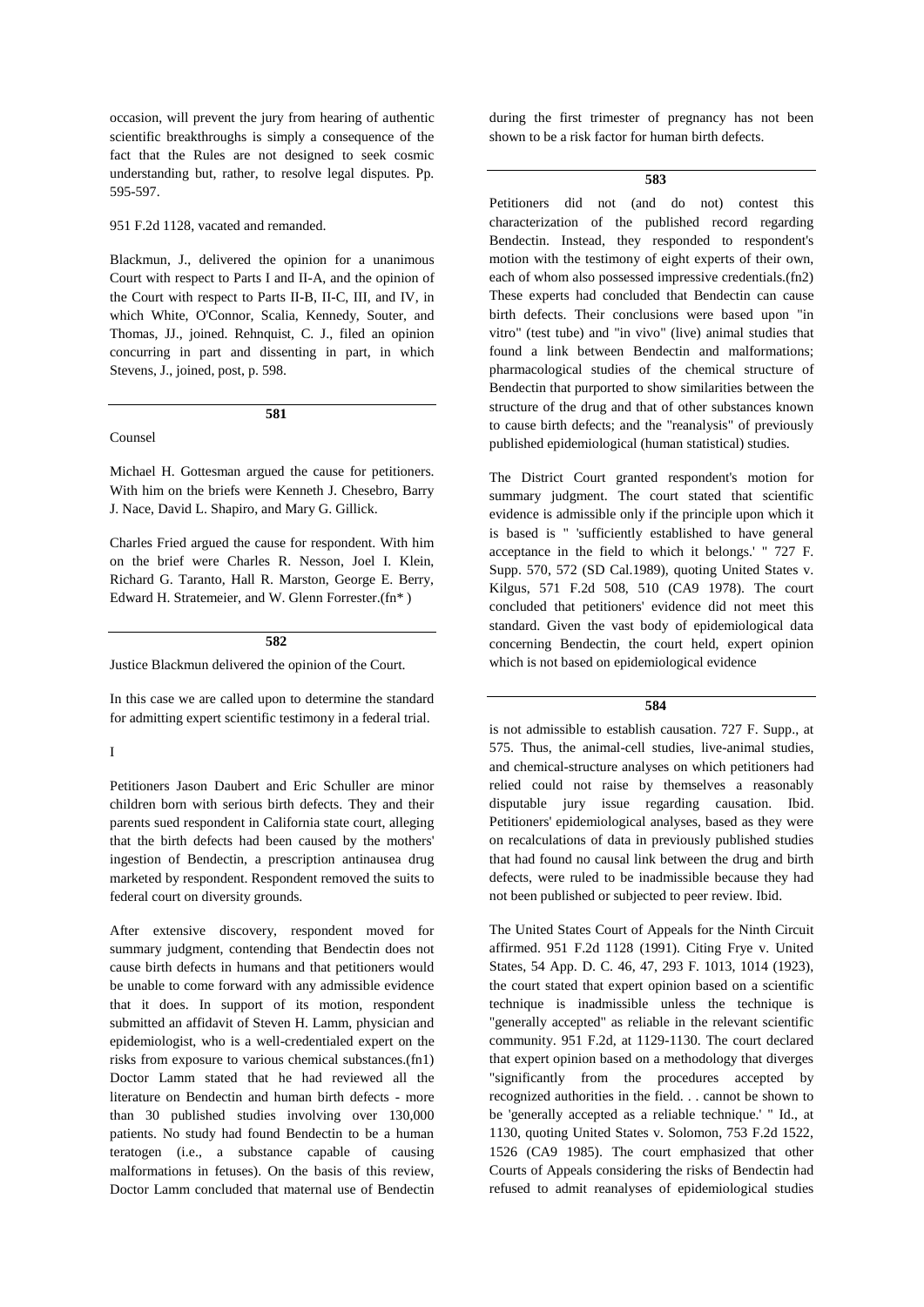occasion, will prevent the jury from hearing of authentic scientific breakthroughs is simply a consequence of the fact that the Rules are not designed to seek cosmic understanding but, rather, to resolve legal disputes. Pp. 595-597.

951 F.2d 1128, vacated and remanded.

Blackmun, J., delivered the opinion for a unanimous Court with respect to Parts I and II-A, and the opinion of the Court with respect to Parts II-B, II-C, III, and IV, in which White, O'Connor, Scalia, Kennedy, Souter, and Thomas, JJ., joined. Rehnquist, C. J., filed an opinion concurring in part and dissenting in part, in which Stevens, J., joined, post, p. 598.

**581**

Counsel

Michael H. Gottesman argued the cause for petitioners. With him on the briefs were Kenneth J. Chesebro, Barry J. Nace, David L. Shapiro, and Mary G. Gillick.

Charles Fried argued the cause for respondent. With him on the brief were Charles R. Nesson, Joel I. Klein, Richard G. Taranto, Hall R. Marston, George E. Berry, Edward H. Stratemeier, and W. Glenn Forrester.(fn* )

**582**

Justice Blackmun delivered the opinion of the Court.

In this case we are called upon to determine the standard for admitting expert scientific testimony in a federal trial.

I

Petitioners Jason Daubert and Eric Schuller are minor children born with serious birth defects. They and their parents sued respondent in California state court, alleging that the birth defects had been caused by the mothers' ingestion of Bendectin, a prescription antinausea drug marketed by respondent. Respondent removed the suits to federal court on diversity grounds.

After extensive discovery, respondent moved for summary judgment, contending that Bendectin does not cause birth defects in humans and that petitioners would be unable to come forward with any admissible evidence that it does. In support of its motion, respondent submitted an affidavit of Steven H. Lamm, physician and epidemiologist, who is a well-credentialed expert on the risks from exposure to various chemical substances.(fn1) Doctor Lamm stated that he had reviewed all the literature on Bendectin and human birth defects - more than 30 published studies involving over 130,000 patients. No study had found Bendectin to be a human teratogen (i.e., a substance capable of causing malformations in fetuses). On the basis of this review, Doctor Lamm concluded that maternal use of Bendectin during the first trimester of pregnancy has not been shown to be a risk factor for human birth defects.

**583**

Petitioners did not (and do not) contest this characterization of the published record regarding Bendectin. Instead, they responded to respondent's motion with the testimony of eight experts of their own, each of whom also possessed impressive credentials.(fn2) These experts had concluded that Bendectin can cause birth defects. Their conclusions were based upon "in vitro" (test tube) and "in vivo" (live) animal studies that found a link between Bendectin and malformations; pharmacological studies of the chemical structure of Bendectin that purported to show similarities between the structure of the drug and that of other substances known to cause birth defects; and the "reanalysis" of previously published epidemiological (human statistical) studies.

The District Court granted respondent's motion for summary judgment. The court stated that scientific evidence is admissible only if the principle upon which it is based is " 'sufficiently established to have general acceptance in the field to which it belongs.' " 727 F. Supp. 570, 572 (SD Cal.1989), quoting United States v. Kilgus, 571 F.2d 508, 510 (CA9 1978). The court concluded that petitioners' evidence did not meet this standard. Given the vast body of epidemiological data concerning Bendectin, the court held, expert opinion which is not based on epidemiological evidence

**584**

is not admissible to establish causation. 727 F. Supp., at 575. Thus, the animal-cell studies, live-animal studies, and chemical-structure analyses on which petitioners had relied could not raise by themselves a reasonably disputable jury issue regarding causation. Ibid. Petitioners' epidemiological analyses, based as they were on recalculations of data in previously published studies that had found no causal link between the drug and birth defects, were ruled to be inadmissible because they had not been published or subjected to peer review. Ibid.

The United States Court of Appeals for the Ninth Circuit affirmed. 951 F.2d 1128 (1991). Citing Frye v. United States, 54 App. D. C. 46, 47, 293 F. 1013, 1014 (1923), the court stated that expert opinion based on a scientific technique is inadmissible unless the technique is "generally accepted" as reliable in the relevant scientific community. 951 F.2d, at 1129-1130. The court declared that expert opinion based on a methodology that diverges "significantly from the procedures accepted by recognized authorities in the field. . . cannot be shown to be 'generally accepted as a reliable technique.' " Id., at 1130, quoting United States v. Solomon, 753 F.2d 1522, 1526 (CA9 1985). The court emphasized that other Courts of Appeals considering the risks of Bendectin had refused to admit reanalyses of epidemiological studies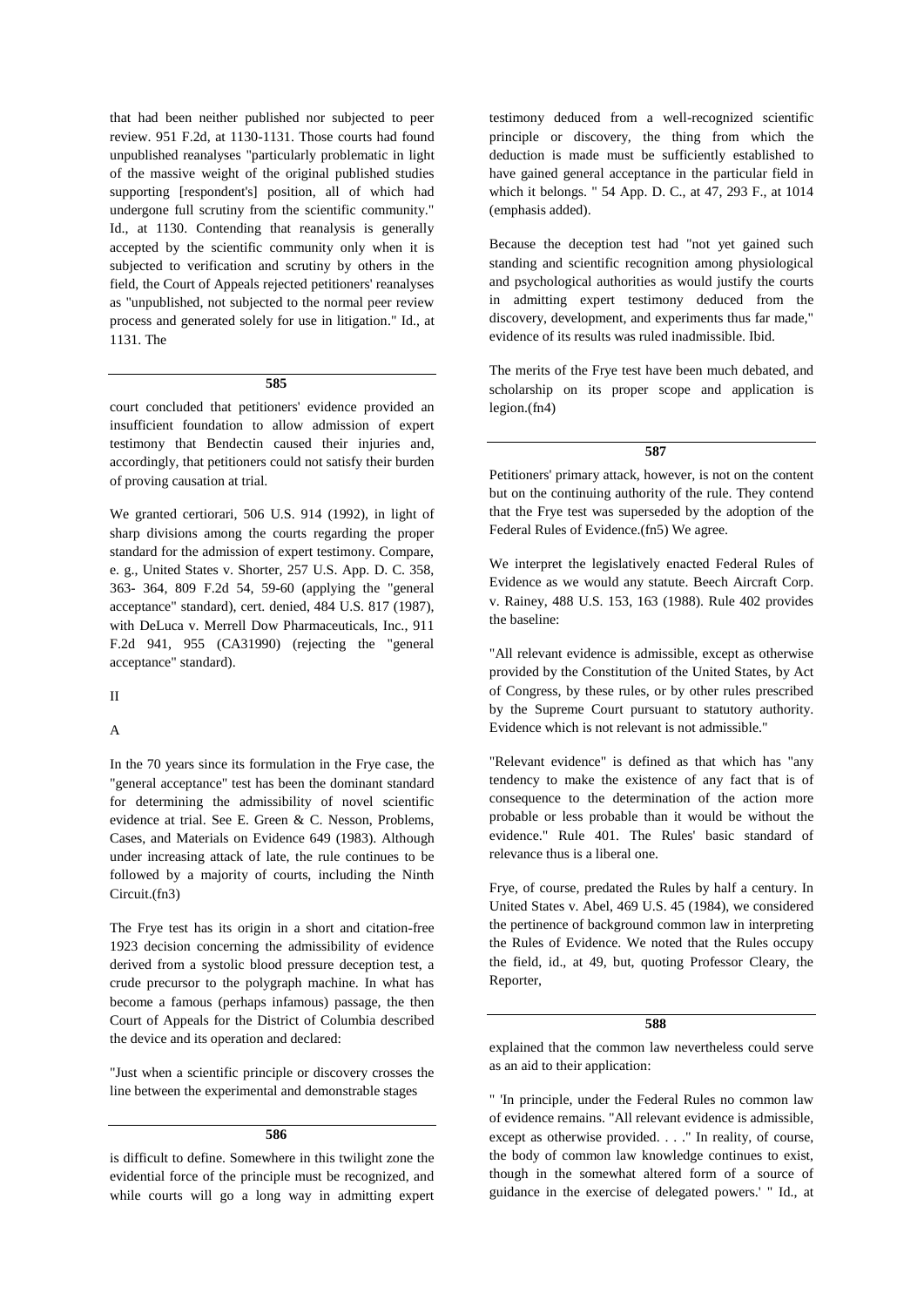that had been neither published nor subjected to peer review. 951 F.2d, at 1130-1131. Those courts had found unpublished reanalyses "particularly problematic in light of the massive weight of the original published studies supporting [respondent's] position, all of which had undergone full scrutiny from the scientific community." Id., at 1130. Contending that reanalysis is generally accepted by the scientific community only when it is subjected to verification and scrutiny by others in the field, the Court of Appeals rejected petitioners' reanalyses as "unpublished, not subjected to the normal peer review process and generated solely for use in litigation." Id., at 1131. The

**585**

court concluded that petitioners' evidence provided an insufficient foundation to allow admission of expert testimony that Bendectin caused their injuries and, accordingly, that petitioners could not satisfy their burden of proving causation at trial.

We granted certiorari, 506 U.S. 914 (1992), in light of sharp divisions among the courts regarding the proper standard for the admission of expert testimony. Compare, e. g., United States v. Shorter, 257 U.S. App. D. C. 358, 363- 364, 809 F.2d 54, 59-60 (applying the "general acceptance" standard), cert. denied, 484 U.S. 817 (1987), with DeLuca v. Merrell Dow Pharmaceuticals, Inc., 911 F.2d 941, 955 (CA31990) (rejecting the "general acceptance" standard).

II

A

In the 70 years since its formulation in the Frye case, the "general acceptance" test has been the dominant standard for determining the admissibility of novel scientific evidence at trial. See E. Green & C. Nesson, Problems, Cases, and Materials on Evidence 649 (1983). Although under increasing attack of late, the rule continues to be followed by a majority of courts, including the Ninth Circuit.(fn3)

The Frye test has its origin in a short and citation-free 1923 decision concerning the admissibility of evidence derived from a systolic blood pressure deception test, a crude precursor to the polygraph machine. In what has become a famous (perhaps infamous) passage, the then Court of Appeals for the District of Columbia described the device and its operation and declared:

"Just when a scientific principle or discovery crosses the line between the experimental and demonstrable stages

**586**

is difficult to define. Somewhere in this twilight zone the evidential force of the principle must be recognized, and while courts will go a long way in admitting expert testimony deduced from a well-recognized scientific principle or discovery, the thing from which the deduction is made must be sufficiently established to have gained general acceptance in the particular field in which it belongs. " 54 App. D. C., at 47, 293 F., at 1014 (emphasis added).

Because the deception test had "not yet gained such standing and scientific recognition among physiological and psychological authorities as would justify the courts in admitting expert testimony deduced from the discovery, development, and experiments thus far made," evidence of its results was ruled inadmissible. Ibid.

The merits of the Frye test have been much debated, and scholarship on its proper scope and application is legion.(fn4)

**587**

Petitioners' primary attack, however, is not on the content but on the continuing authority of the rule. They contend that the Frye test was superseded by the adoption of the Federal Rules of Evidence.(fn5) We agree.

We interpret the legislatively enacted Federal Rules of Evidence as we would any statute. Beech Aircraft Corp. v. Rainey, 488 U.S. 153, 163 (1988). Rule 402 provides the baseline:

"All relevant evidence is admissible, except as otherwise provided by the Constitution of the United States, by Act of Congress, by these rules, or by other rules prescribed by the Supreme Court pursuant to statutory authority. Evidence which is not relevant is not admissible."

"Relevant evidence" is defined as that which has "any tendency to make the existence of any fact that is of consequence to the determination of the action more probable or less probable than it would be without the evidence." Rule 401. The Rules' basic standard of relevance thus is a liberal one.

Frye, of course, predated the Rules by half a century. In United States v. Abel, 469 U.S. 45 (1984), we considered the pertinence of background common law in interpreting the Rules of Evidence. We noted that the Rules occupy the field, id., at 49, but, quoting Professor Cleary, the Reporter,

**588**

explained that the common law nevertheless could serve as an aid to their application:

" 'In principle, under the Federal Rules no common law of evidence remains. "All relevant evidence is admissible, except as otherwise provided. . . ." In reality, of course, the body of common law knowledge continues to exist, though in the somewhat altered form of a source of guidance in the exercise of delegated powers.' " Id., at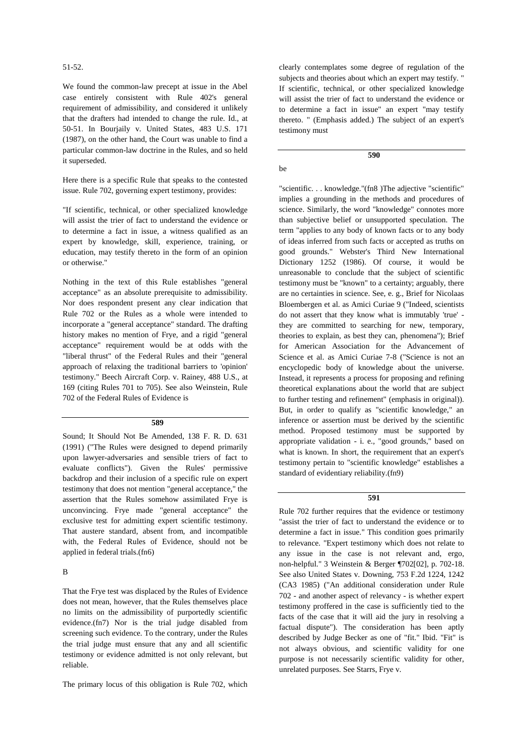51-52.

We found the common-law precept at issue in the Abel case entirely consistent with Rule 402's general requirement of admissibility, and considered it unlikely that the drafters had intended to change the rule. Id., at 50-51. In Bourjaily v. United States, 483 U.S. 171 (1987), on the other hand, the Court was unable to find a particular common-law doctrine in the Rules, and so held it superseded.

Here there is a specific Rule that speaks to the contested issue. Rule 702, governing expert testimony, provides:

"If scientific, technical, or other specialized knowledge will assist the trier of fact to understand the evidence or to determine a fact in issue, a witness qualified as an expert by knowledge, skill, experience, training, or education, may testify thereto in the form of an opinion or otherwise."

Nothing in the text of this Rule establishes "general acceptance" as an absolute prerequisite to admissibility. Nor does respondent present any clear indication that Rule 702 or the Rules as a whole were intended to incorporate a "general acceptance" standard. The drafting history makes no mention of Frye, and a rigid "general acceptance" requirement would be at odds with the "liberal thrust" of the Federal Rules and their "general approach of relaxing the traditional barriers to 'opinion' testimony." Beech Aircraft Corp. v. Rainey, 488 U.S., at 169 (citing Rules 701 to 705). See also Weinstein, Rule 702 of the Federal Rules of Evidence is

**589**

Sound; It Should Not Be Amended, 138 F. R. D. 631 (1991) ("The Rules were designed to depend primarily upon lawyer-adversaries and sensible triers of fact to evaluate conflicts"). Given the Rules' permissive backdrop and their inclusion of a specific rule on expert testimony that does not mention "general acceptance," the assertion that the Rules somehow assimilated Frye is unconvincing. Frye made "general acceptance" the exclusive test for admitting expert scientific testimony. That austere standard, absent from, and incompatible with, the Federal Rules of Evidence, should not be applied in federal trials.(fn6)

B

That the Frye test was displaced by the Rules of Evidence does not mean, however, that the Rules themselves place no limits on the admissibility of purportedly scientific evidence.(fn7) Nor is the trial judge disabled from screening such evidence. To the contrary, under the Rules the trial judge must ensure that any and all scientific testimony or evidence admitted is not only relevant, but reliable.

The primary locus of this obligation is Rule 702, which clearly contemplates some degree of regulation of the subjects and theories about which an expert may testify. " If scientific, technical, or other specialized knowledge will assist the trier of fact to understand the evidence or to determine a fact in issue" an expert "may testify thereto. " (Emphasis added.) The subject of an expert's testimony must

**590**

be

"scientific. . . knowledge."(fn8 )The adjective "scientific" implies a grounding in the methods and procedures of science. Similarly, the word "knowledge" connotes more than subjective belief or unsupported speculation. The term "applies to any body of known facts or to any body of ideas inferred from such facts or accepted as truths on good grounds." Webster's Third New International Dictionary 1252 (1986). Of course, it would be unreasonable to conclude that the subject of scientific testimony must be "known" to a certainty; arguably, there are no certainties in science. See, e. g., Brief for Nicolaas Bloembergen et al. as Amici Curiae 9 ("Indeed, scientists do not assert that they know what is immutably 'true' - they are committed to searching for new, temporary, theories to explain, as best they can, phenomena"); Brief for American Association for the Advancement of Science et al. as Amici Curiae 7-8 ("Science is not an encyclopedic body of knowledge about the universe. Instead, it represents a process for proposing and refining theoretical explanations about the world that are subject to further testing and refinement" (emphasis in original)). But, in order to qualify as "scientific knowledge," an inference or assertion must be derived by the scientific method. Proposed testimony must be supported by appropriate validation - i. e., "good grounds," based on what is known. In short, the requirement that an expert's testimony pertain to "scientific knowledge" establishes a standard of evidentiary reliability.(fn9)

**591**

Rule 702 further requires that the evidence or testimony "assist the trier of fact to understand the evidence or to determine a fact in issue." This condition goes primarily to relevance. "Expert testimony which does not relate to any issue in the case is not relevant and, ergo, non-helpful." 3 Weinstein & Berger ¶702[02], p. 702-18. See also United States v. Downing, 753 F.2d 1224, 1242 (CA3 1985) ("An additional consideration under Rule 702 - and another aspect of relevancy - is whether expert testimony proffered in the case is sufficiently tied to the facts of the case that it will aid the jury in resolving a factual dispute"). The consideration has been aptly described by Judge Becker as one of "fit." Ibid. "Fit" is not always obvious, and scientific validity for one purpose is not necessarily scientific validity for other, unrelated purposes. See Starrs, Frye v.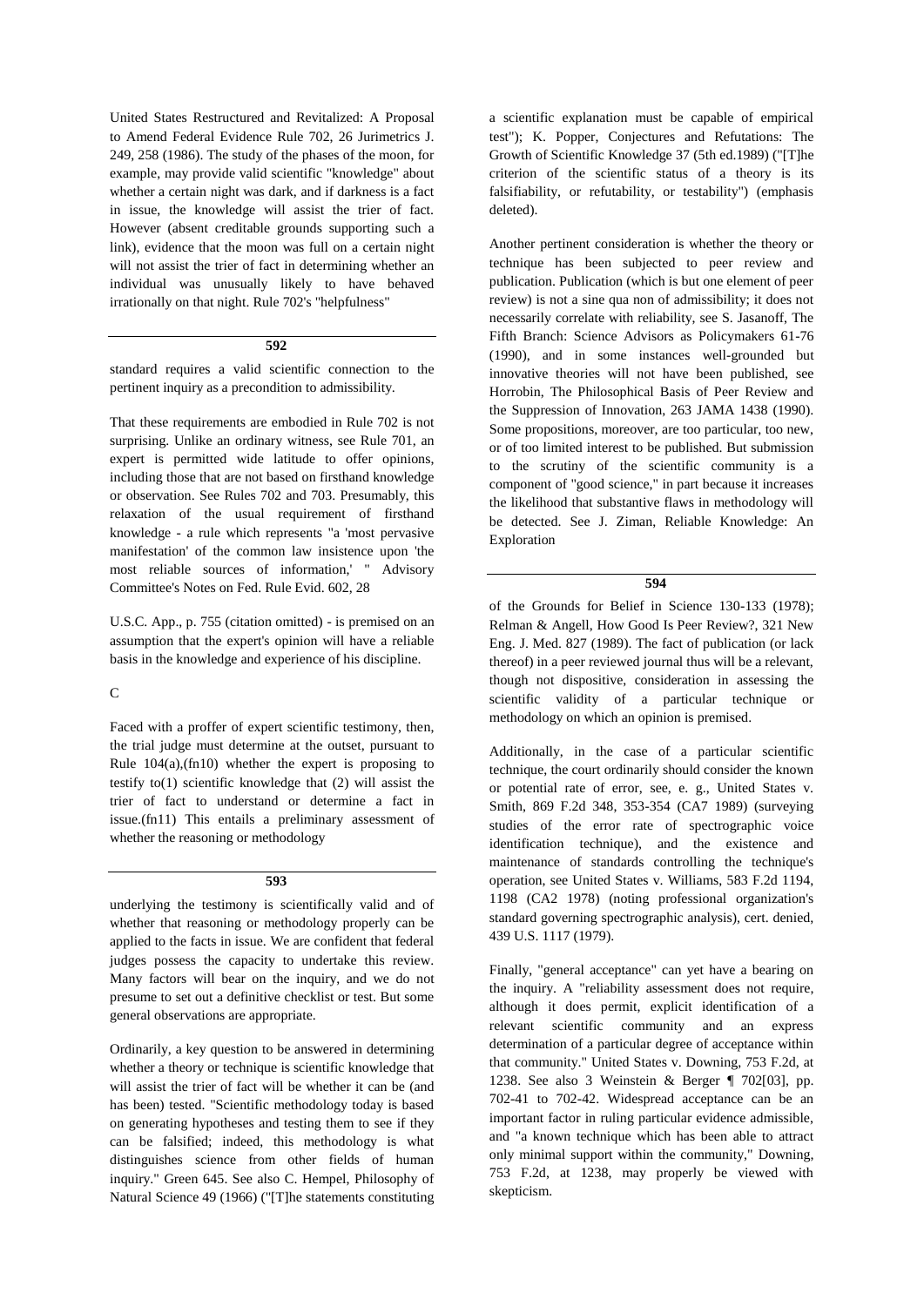United States Restructured and Revitalized: A Proposal to Amend Federal Evidence Rule 702, 26 Jurimetrics J. 249, 258 (1986). The study of the phases of the moon, for example, may provide valid scientific "knowledge" about whether a certain night was dark, and if darkness is a fact in issue, the knowledge will assist the trier of fact. However (absent creditable grounds supporting such a link), evidence that the moon was full on a certain night will not assist the trier of fact in determining whether an individual was unusually likely to have behaved irrationally on that night. Rule 702's "helpfulness"

**592**

standard requires a valid scientific connection to the pertinent inquiry as a precondition to admissibility.

That these requirements are embodied in Rule 702 is not surprising. Unlike an ordinary witness, see Rule 701, an expert is permitted wide latitude to offer opinions, including those that are not based on firsthand knowledge or observation. See Rules 702 and 703. Presumably, this relaxation of the usual requirement of firsthand knowledge - a rule which represents "a 'most pervasive manifestation' of the common law insistence upon 'the most reliable sources of information,' " Advisory Committee's Notes on Fed. Rule Evid. 602, 28 U.S.C. App., p. 755 (citation omitted) - is premised on an assumption that the expert's opinion will have a reliable basis in the knowledge and experience of his discipline.

C

Faced with a proffer of expert scientific testimony, then, the trial judge must determine at the outset, pursuant to Rule 104(a),(fn10) whether the expert is proposing to testify to(1) scientific knowledge that (2) will assist the trier of fact to understand or determine a fact in issue.(fn11) This entails a preliminary assessment of whether the reasoning or methodology

**593**

underlying the testimony is scientifically valid and of whether that reasoning or methodology properly can be applied to the facts in issue. We are confident that federal judges possess the capacity to undertake this review. Many factors will bear on the inquiry, and we do not presume to set out a definitive checklist or test. But some general observations are appropriate.

Ordinarily, a key question to be answered in determining whether a theory or technique is scientific knowledge that will assist the trier of fact will be whether it can be (and has been) tested. "Scientific methodology today is based on generating hypotheses and testing them to see if they can be falsified; indeed, this methodology is what distinguishes science from other fields of human inquiry." Green 645. See also C. Hempel, Philosophy of Natural Science 49 (1966) ("[T]he statements constituting a scientific explanation must be capable of empirical test"); K. Popper, Conjectures and Refutations: The Growth of Scientific Knowledge 37 (5th ed.1989) ("[T]he criterion of the scientific status of a theory is its falsifiability, or refutability, or testability") (emphasis deleted).

Another pertinent consideration is whether the theory or technique has been subjected to peer review and publication. Publication (which is but one element of peer review) is not a sine qua non of admissibility; it does not necessarily correlate with reliability, see S. Jasanoff, The Fifth Branch: Science Advisors as Policymakers 61-76 (1990), and in some instances well-grounded but innovative theories will not have been published, see Horrobin, The Philosophical Basis of Peer Review and the Suppression of Innovation, 263 JAMA 1438 (1990). Some propositions, moreover, are too particular, too new, or of too limited interest to be published. But submission to the scrutiny of the scientific community is a component of "good science," in part because it increases the likelihood that substantive flaws in methodology will be detected. See J. Ziman, Reliable Knowledge: An Exploration

**594**

of the Grounds for Belief in Science 130-133 (1978); Relman & Angell, How Good Is Peer Review?, 321 New Eng. J. Med. 827 (1989). The fact of publication (or lack thereof) in a peer reviewed journal thus will be a relevant, though not dispositive, consideration in assessing the scientific validity of a particular technique or methodology on which an opinion is premised.

Additionally, in the case of a particular scientific technique, the court ordinarily should consider the known or potential rate of error, see, e. g., United States v. Smith, 869 F.2d 348, 353-354 (CA7 1989) (surveying studies of the error rate of spectrographic voice identification technique), and the existence and maintenance of standards controlling the technique's operation, see United States v. Williams, 583 F.2d 1194, 1198 (CA2 1978) (noting professional organization's standard governing spectrographic analysis), cert. denied, 439 U.S. 1117 (1979).

Finally, "general acceptance" can yet have a bearing on the inquiry. A "reliability assessment does not require, although it does permit, explicit identification of a relevant scientific community and an express determination of a particular degree of acceptance within that community." United States v. Downing, 753 F.2d, at 1238. See also 3 Weinstein & Berger ¶ 702[03], pp. 702-41 to 702-42. Widespread acceptance can be an important factor in ruling particular evidence admissible, and "a known technique which has been able to attract only minimal support within the community," Downing, 753 F.2d, at 1238, may properly be viewed with skepticism.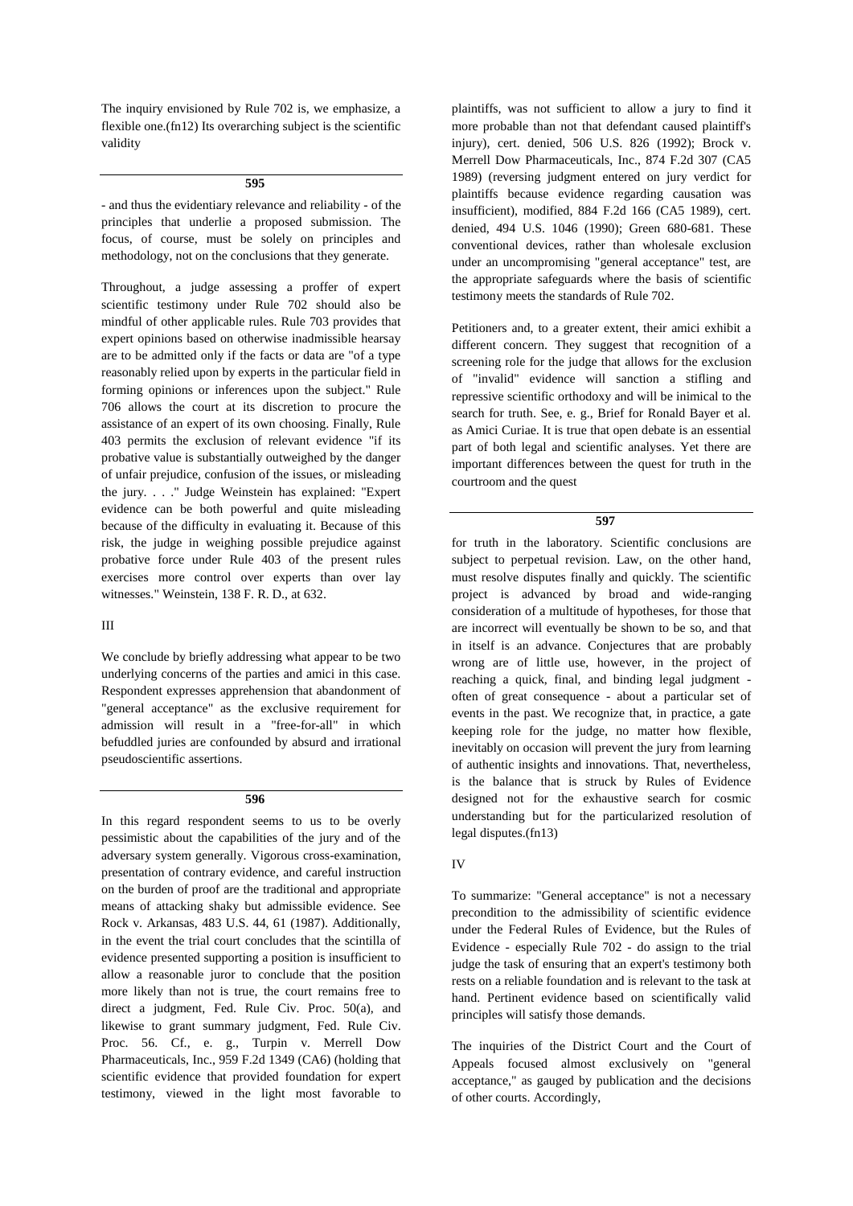The inquiry envisioned by Rule 702 is, we emphasize, a flexible one.(fn12) Its overarching subject is the scientific validity

- and thus the evidentiary relevance and reliability - of the principles that underlie a proposed submission. The focus, of course, must be solely on principles and methodology, not on the conclusions that they generate.

Throughout, a judge assessing a proffer of expert scientific testimony under Rule 702 should also be mindful of other applicable rules. Rule 703 provides that expert opinions based on otherwise inadmissible hearsay are to be admitted only if the facts or data are "of a type reasonably relied upon by experts in the particular field in forming opinions or inferences upon the subject." Rule 706 allows the court at its discretion to procure the assistance of an expert of its own choosing. Finally, Rule 403 permits the exclusion of relevant evidence "if its probative value is substantially outweighed by the danger of unfair prejudice, confusion of the issues, or misleading the jury. . . ." Judge Weinstein has explained: "Expert evidence can be both powerful and quite misleading because of the difficulty in evaluating it. Because of this risk, the judge in weighing possible prejudice against probative force under Rule 403 of the present rules exercises more control over experts than over lay witnesses." Weinstein, 138 F. R. D., at 632.

III

We conclude by briefly addressing what appear to be two underlying concerns of the parties and amici in this case. Respondent expresses apprehension that abandonment of "general acceptance" as the exclusive requirement for admission will result in a "free-for-all" in which befuddled juries are confounded by absurd and irrational pseudoscientific assertions.

In this regard respondent seems to us to be overly pessimistic about the capabilities of the jury and of the adversary system generally. Vigorous cross-examination, presentation of contrary evidence, and careful instruction on the burden of proof are the traditional and appropriate means of attacking shaky but admissible evidence. See Rock v. Arkansas, 483 U.S. 44, 61 (1987). Additionally, in the event the trial court concludes that the scintilla of evidence presented supporting a position is insufficient to allow a reasonable juror to conclude that the position more likely than not is true, the court remains free to direct a judgment, Fed. Rule Civ. Proc. 50(a), and likewise to grant summary judgment, Fed. Rule Civ. Proc. 56. Cf., e. g., Turpin v. Merrell Dow Pharmaceuticals, Inc., 959 F.2d 1349 (CA6) (holding that scientific evidence that provided foundation for expert testimony, viewed in the light most favorable to plaintiffs, was not sufficient to allow a jury to find it more probable than not that defendant caused plaintiff's injury), cert. denied, 506 U.S. 826 (1992); Brock v. Merrell Dow Pharmaceuticals, Inc., 874 F.2d 307 (CA5 1989) (reversing judgment entered on jury verdict for plaintiffs because evidence regarding causation was insufficient), modified, 884 F.2d 166 (CA5 1989), cert. denied, 494 U.S. 1046 (1990); Green 680-681. These conventional devices, rather than wholesale exclusion under an uncompromising "general acceptance" test, are the appropriate safeguards where the basis of scientific testimony meets the standards of Rule 702.

Petitioners and, to a greater extent, their amici exhibit a different concern. They suggest that recognition of a screening role for the judge that allows for the exclusion of "invalid" evidence will sanction a stifling and repressive scientific orthodoxy and will be inimical to the search for truth. See, e. g., Brief for Ronald Bayer et al. as Amici Curiae. It is true that open debate is an essential part of both legal and scientific analyses. Yet there are important differences between the quest for truth in the courtroom and the quest

for truth in the laboratory. Scientific conclusions are subject to perpetual revision. Law, on the other hand, must resolve disputes finally and quickly. The scientific project is advanced by broad and wide-ranging consideration of a multitude of hypotheses, for those that are incorrect will eventually be shown to be so, and that in itself is an advance. Conjectures that are probably wrong are of little use, however, in the project of reaching a quick, final, and binding legal judgment - often of great consequence - about a particular set of events in the past. We recognize that, in practice, a gate keeping role for the judge, no matter how flexible, inevitably on occasion will prevent the jury from learning of authentic insights and innovations. That, nevertheless, is the balance that is struck by Rules of Evidence designed not for the exhaustive search for cosmic understanding but for the particularized resolution of legal disputes.(fn13)

IV

To summarize: "General acceptance" is not a necessary precondition to the admissibility of scientific evidence under the Federal Rules of Evidence, but the Rules of Evidence - especially Rule 702 - do assign to the trial judge the task of ensuring that an expert's testimony both rests on a reliable foundation and is relevant to the task at hand. Pertinent evidence based on scientifically valid principles will satisfy those demands.

The inquiries of the District Court and the Court of Appeals focused almost exclusively on "general acceptance," as gauged by publication and the decisions of other courts. Accordingly,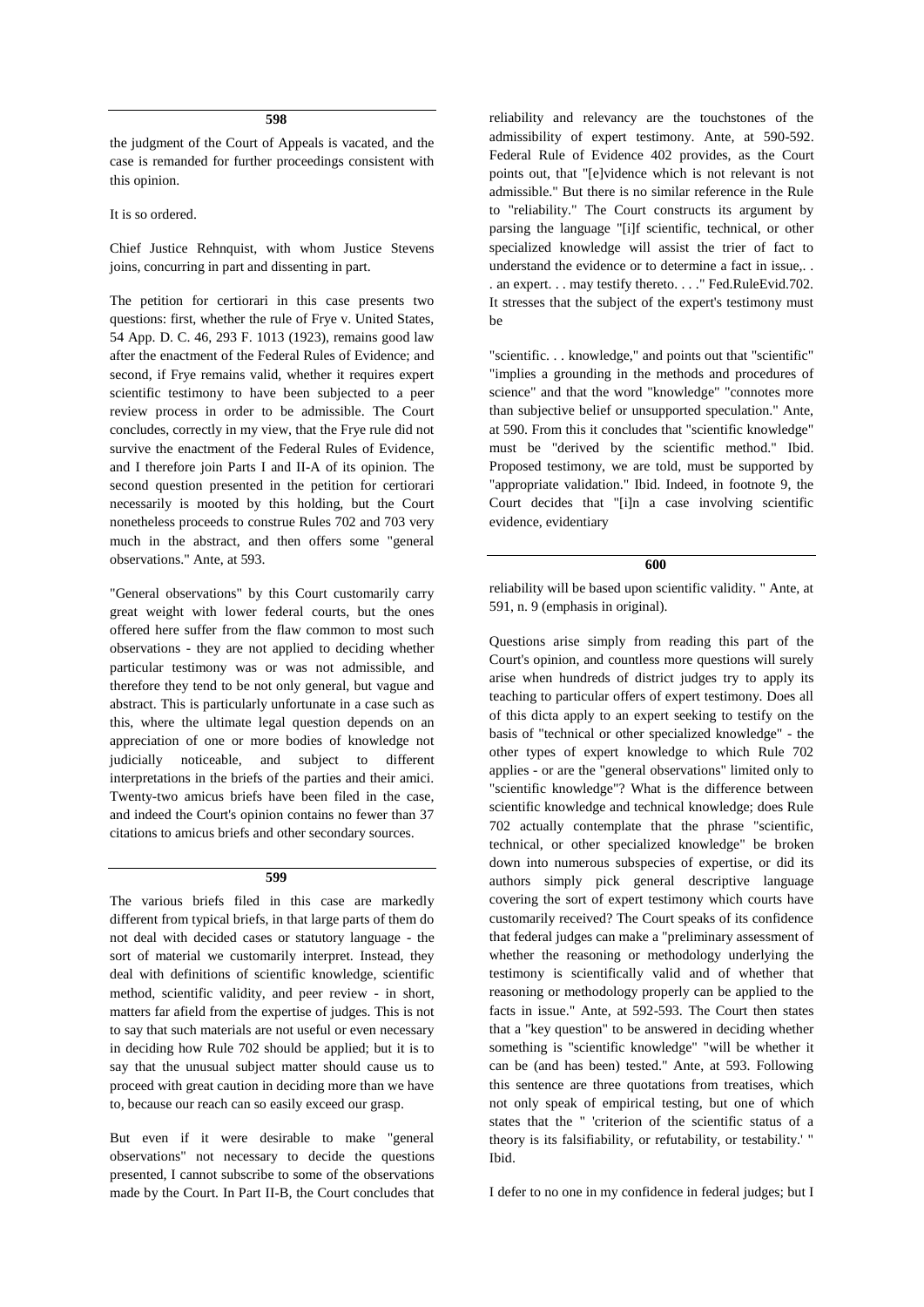the judgment of the Court of Appeals is vacated, and the case is remanded for further proceedings consistent with this opinion.

It is so ordered.

Chief Justice Rehnquist, with whom Justice Stevens joins, concurring in part and dissenting in part.

The petition for certiorari in this case presents two questions: first, whether the rule of Frye v. United States, 54 App. D. C. 46, 293 F. 1013 (1923), remains good law after the enactment of the Federal Rules of Evidence; and second, if Frye remains valid, whether it requires expert scientific testimony to have been subjected to a peer review process in order to be admissible. The Court concludes, correctly in my view, that the Frye rule did not survive the enactment of the Federal Rules of Evidence, and I therefore join Parts I and II-A of its opinion. The second question presented in the petition for certiorari necessarily is mooted by this holding, but the Court nonetheless proceeds to construe Rules 702 and 703 very much in the abstract, and then offers some "general observations." Ante, at 593.

"General observations" by this Court customarily carry great weight with lower federal courts, but the ones offered here suffer from the flaw common to most such observations - they are not applied to deciding whether particular testimony was or was not admissible, and therefore they tend to be not only general, but vague and abstract. This is particularly unfortunate in a case such as this, where the ultimate legal question depends on an appreciation of one or more bodies of knowledge not judicially noticeable, and subject to different interpretations in the briefs of the parties and their amici. Twenty-two amicus briefs have been filed in the case, and indeed the Court's opinion contains no fewer than 37 citations to amicus briefs and other secondary sources.

The various briefs filed in this case are markedly different from typical briefs, in that large parts of them do not deal with decided cases or statutory language - the sort of material we customarily interpret. Instead, they deal with definitions of scientific knowledge, scientific method, scientific validity, and peer review - in short, matters far afield from the expertise of judges. This is not to say that such materials are not useful or even necessary in deciding how Rule 702 should be applied; but it is to say that the unusual subject matter should cause us to proceed with great caution in deciding more than we have to, because our reach can so easily exceed our grasp.

But even if it were desirable to make "general observations" not necessary to decide the questions presented, I cannot subscribe to some of the observations made by the Court. In Part II-B, the Court concludes that reliability and relevancy are the touchstones of the admissibility of expert testimony. Ante, at 590-592. Federal Rule of Evidence 402 provides, as the Court points out, that "[e]vidence which is not relevant is not admissible." But there is no similar reference in the Rule to "reliability." The Court constructs its argument by parsing the language "[i]f scientific, technical, or other specialized knowledge will assist the trier of fact to understand the evidence or to determine a fact in issue,. . . an expert. . . may testify thereto. . . ." Fed.RuleEvid.702. It stresses that the subject of the expert's testimony must be

"scientific. . . knowledge," and points out that "scientific" "implies a grounding in the methods and procedures of science" and that the word "knowledge" "connotes more than subjective belief or unsupported speculation." Ante, at 590. From this it concludes that "scientific knowledge" must be "derived by the scientific method." Ibid. Proposed testimony, we are told, must be supported by "appropriate validation." Ibid. Indeed, in footnote 9, the Court decides that "[i]n a case involving scientific evidence, evidentiary reliability will be based upon scientific validity. " Ante, at 591, n. 9 (emphasis in original).

Questions arise simply from reading this part of the Court's opinion, and countless more questions will surely arise when hundreds of district judges try to apply its teaching to particular offers of expert testimony. Does all of this dicta apply to an expert seeking to testify on the basis of "technical or other specialized knowledge" - the other types of expert knowledge to which Rule 702 applies - or are the "general observations" limited only to "scientific knowledge"? What is the difference between scientific knowledge and technical knowledge; does Rule 702 actually contemplate that the phrase "scientific, technical, or other specialized knowledge" be broken down into numerous subspecies of expertise, or did its authors simply pick general descriptive language covering the sort of expert testimony which courts have customarily received? The Court speaks of its confidence that federal judges can make a "preliminary assessment of whether the reasoning or methodology underlying the testimony is scientifically valid and of whether that reasoning or methodology properly can be applied to the facts in issue." Ante, at 592-593. The Court then states that a "key question" to be answered in deciding whether something is "scientific knowledge" "will be whether it can be (and has been) tested." Ante, at 593. Following this sentence are three quotations from treatises, which not only speak of empirical testing, but one of which states that the " 'criterion of the scientific status of a theory is its falsifiability, or refutability, or testability.' " Ibid.

I defer to no one in my confidence in federal judges; but I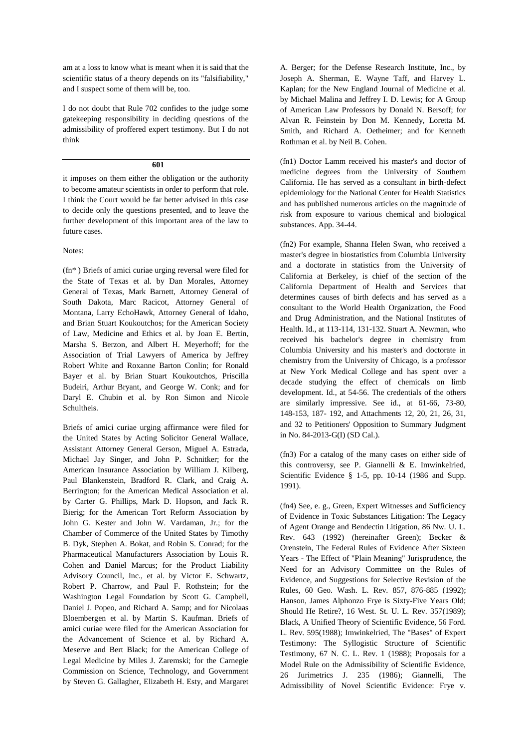am at a loss to know what is meant when it is said that the scientific status of a theory depends on its "falsifiability," and I suspect some of them will be, too.

I do not doubt that Rule 702 confides to the judge some gatekeeping responsibility in deciding questions of the admissibility of proffered expert testimony. But I do not think

**601**

it imposes on them either the obligation or the authority to become amateur scientists in order to perform that role. I think the Court would be far better advised in this case to decide only the questions presented, and to leave the further development of this important area of the law to future cases.

Notes:

(fn* ) Briefs of amici curiae urging reversal were filed for the State of Texas et al. by Dan Morales, Attorney General of Texas, Mark Barnett, Attorney General of South Dakota, Marc Racicot, Attorney General of Montana, Larry EchoHawk, Attorney General of Idaho, and Brian Stuart Koukoutchos; for the American Society of Law, Medicine and Ethics et al. by Joan E. Bertin, Marsha S. Berzon, and Albert H. Meyerhoff; for the Association of Trial Lawyers of America by Jeffrey Robert White and Roxanne Barton Conlin; for Ronald Bayer et al. by Brian Stuart Koukoutchos, Priscilla Budeiri, Arthur Bryant, and George W. Conk; and for Daryl E. Chubin et al. by Ron Simon and Nicole Schultheis.

Briefs of amici curiae urging affirmance were filed for the United States by Acting Solicitor General Wallace, Assistant Attorney General Gerson, Miguel A. Estrada, Michael Jay Singer, and John P. Schnitker; for the American Insurance Association by William J. Kilberg, Paul Blankenstein, Bradford R. Clark, and Craig A. Berrington; for the American Medical Association et al. by Carter G. Phillips, Mark D. Hopson, and Jack R. Bierig; for the American Tort Reform Association by John G. Kester and John W. Vardaman, Jr.; for the Chamber of Commerce of the United States by Timothy B. Dyk, Stephen A. Bokat, and Robin S. Conrad; for the Pharmaceutical Manufacturers Association by Louis R. Cohen and Daniel Marcus; for the Product Liability Advisory Council, Inc., et al. by Victor E. Schwartz, Robert P. Charrow, and Paul F. Rothstein; for the Washington Legal Foundation by Scott G. Campbell, Daniel J. Popeo, and Richard A. Samp; and for Nicolaas Bloembergen et al. by Martin S. Kaufman. Briefs of amici curiae were filed for the American Association for the Advancement of Science et al. by Richard A. Meserve and Bert Black; for the American College of Legal Medicine by Miles J. Zaremski; for the Carnegie Commission on Science, Technology, and Government by Steven G. Gallagher, Elizabeth H. Esty, and Margaret A. Berger; for the Defense Research Institute, Inc., by Joseph A. Sherman, E. Wayne Taff, and Harvey L. Kaplan; for the New England Journal of Medicine et al. by Michael Malina and Jeffrey I. D. Lewis; for A Group of American Law Professors by Donald N. Bersoff; for Alvan R. Feinstein by Don M. Kennedy, Loretta M. Smith, and Richard A. Oetheimer; and for Kenneth Rothman et al. by Neil B. Cohen.

(fn1) Doctor Lamm received his master's and doctor of medicine degrees from the University of Southern California. He has served as a consultant in birth-defect epidemiology for the National Center for Health Statistics and has published numerous articles on the magnitude of risk from exposure to various chemical and biological substances. App. 34-44.

(fn2) For example, Shanna Helen Swan, who received a master's degree in biostatistics from Columbia University and a doctorate in statistics from the University of California at Berkeley, is chief of the section of the California Department of Health and Services that determines causes of birth defects and has served as a consultant to the World Health Organization, the Food and Drug Administration, and the National Institutes of Health. Id., at 113-114, 131-132. Stuart A. Newman, who received his bachelor's degree in chemistry from Columbia University and his master's and doctorate in chemistry from the University of Chicago, is a professor at New York Medical College and has spent over a decade studying the effect of chemicals on limb development. Id., at 54-56. The credentials of the others are similarly impressive. See id., at 61-66, 73-80, 148-153, 187- 192, and Attachments 12, 20, 21, 26, 31, and 32 to Petitioners' Opposition to Summary Judgment in No. 84-2013-G(I) (SD Cal.).

(fn3) For a catalog of the many cases on either side of this controversy, see P. Giannelli & E. Imwinkelried, Scientific Evidence § 1-5, pp. 10-14 (1986 and Supp. 1991).

(fn4) See, e. g., Green, Expert Witnesses and Sufficiency of Evidence in Toxic Substances Litigation: The Legacy of Agent Orange and Bendectin Litigation, 86 Nw. U. L. Rev. 643 (1992) (hereinafter Green); Becker & Orenstein, The Federal Rules of Evidence After Sixteen Years - The Effect of "Plain Meaning" Jurisprudence, the Need for an Advisory Committee on the Rules of Evidence, and Suggestions for Selective Revision of the Rules, 60 Geo. Wash. L. Rev. 857, 876-885 (1992); Hanson, James Alphonzo Frye is Sixty-Five Years Old; Should He Retire?, 16 West. St. U. L. Rev. 357(1989); Black, A Unified Theory of Scientific Evidence, 56 Ford. L. Rev. 595(1988); Imwinkelried, The "Bases" of Expert Testimony: The Syllogistic Structure of Scientific Testimony, 67 N. C. L. Rev. 1 (1988); Proposals for a Model Rule on the Admissibility of Scientific Evidence, 26 Jurimetrics J. 235 (1986); Giannelli, The Admissibility of Novel Scientific Evidence: Frye v.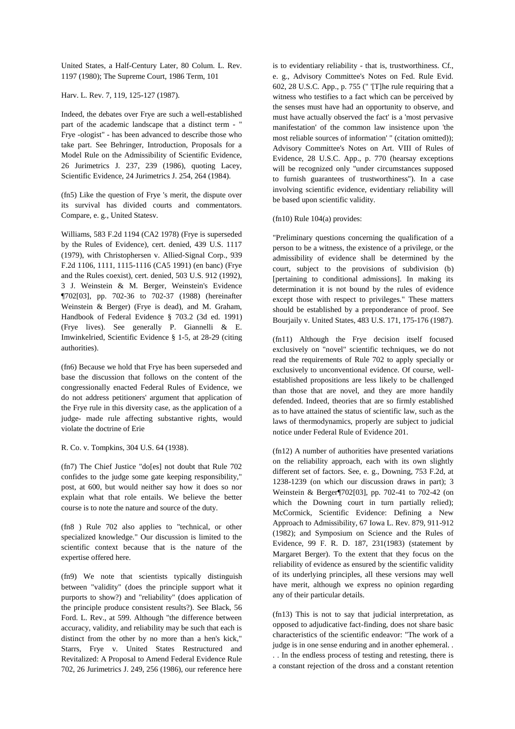United States, a Half-Century Later, 80 Colum. L. Rev. 1197 (1980); The Supreme Court, 1986 Term, 101

Harv. L. Rev. 7, 119, 125-127 (1987).

Indeed, the debates over Frye are such a well-established part of the academic landscape that a distinct term - " Frye -ologist" - has been advanced to describe those who take part. See Behringer, Introduction, Proposals for a Model Rule on the Admissibility of Scientific Evidence, 26 Jurimetrics J. 237, 239 (1986), quoting Lacey, Scientific Evidence, 24 Jurimetrics J. 254, 264 (1984).

(fn5) Like the question of Frye 's merit, the dispute over its survival has divided courts and commentators. Compare, e. g., United Statesv.

Williams, 583 F.2d 1194 (CA2 1978) (Frye is superseded by the Rules of Evidence), cert. denied, 439 U.S. 1117 (1979), with Christophersen v. Allied-Signal Corp., 939 F.2d 1106, 1111, 1115-1116 (CA5 1991) (en banc) (Frye and the Rules coexist), cert. denied, 503 U.S. 912 (1992), 3 J. Weinstein & M. Berger, Weinstein's Evidence ¶702[03], pp. 702-36 to 702-37 (1988) (hereinafter Weinstein & Berger) (Frye is dead), and M. Graham, Handbook of Federal Evidence § 703.2 (3d ed. 1991) (Frye lives). See generally P. Giannelli & E. Imwinkelried, Scientific Evidence § 1-5, at 28-29 (citing authorities).

(fn6) Because we hold that Frye has been superseded and base the discussion that follows on the content of the congressionally enacted Federal Rules of Evidence, we do not address petitioners' argument that application of the Frye rule in this diversity case, as the application of a judge- made rule affecting substantive rights, would violate the doctrine of Erie

R. Co. v. Tompkins, 304 U.S. 64 (1938).

(fn7) The Chief Justice "do[es] not doubt that Rule 702 confides to the judge some gate keeping responsibility," post, at 600, but would neither say how it does so nor explain what that role entails. We believe the better course is to note the nature and source of the duty.

(fn8 ) Rule 702 also applies to "technical, or other specialized knowledge." Our discussion is limited to the scientific context because that is the nature of the expertise offered here.

(fn9) We note that scientists typically distinguish between "validity" (does the principle support what it purports to show?) and "reliability" (does application of the principle produce consistent results?). See Black, 56 Ford. L. Rev., at 599. Although "the difference between accuracy, validity, and reliability may be such that each is distinct from the other by no more than a hen's kick," Starrs, Frye v. United States Restructured and Revitalized: A Proposal to Amend Federal Evidence Rule 702, 26 Jurimetrics J. 249, 256 (1986), our reference here is to evidentiary reliability - that is, trustworthiness. Cf., e. g., Advisory Committee's Notes on Fed. Rule Evid. 602, 28 U.S.C. App., p. 755 (" '[T]he rule requiring that a witness who testifies to a fact which can be perceived by the senses must have had an opportunity to observe, and must have actually observed the fact' is a 'most pervasive manifestation' of the common law insistence upon 'the most reliable sources of information' " (citation omitted)); Advisory Committee's Notes on Art. VIII of Rules of Evidence, 28 U.S.C. App., p. 770 (hearsay exceptions will be recognized only "under circumstances supposed to furnish guarantees of trustworthiness"). In a case involving scientific evidence, evidentiary reliability will be based upon scientific validity.

(fn10) Rule 104(a) provides:

"Preliminary questions concerning the qualification of a person to be a witness, the existence of a privilege, or the admissibility of evidence shall be determined by the court, subject to the provisions of subdivision (b) [pertaining to conditional admissions]. In making its determination it is not bound by the rules of evidence except those with respect to privileges." These matters should be established by a preponderance of proof. See Bourjaily v. United States, 483 U.S. 171, 175-176 (1987).

(fn11) Although the Frye decision itself focused exclusively on "novel" scientific techniques, we do not read the requirements of Rule 702 to apply specially or exclusively to unconventional evidence. Of course, well-established propositions are less likely to be challenged than those that are novel, and they are more handily defended. Indeed, theories that are so firmly established as to have attained the status of scientific law, such as the laws of thermodynamics, properly are subject to judicial notice under Federal Rule of Evidence 201.

(fn12) A number of authorities have presented variations on the reliability approach, each with its own slightly different set of factors. See, e. g., Downing, 753 F.2d, at 1238-1239 (on which our discussion draws in part); 3 Weinstein & Berger¶702[03], pp. 702-41 to 702-42 (on which the Downing court in turn partially relied); McCormick, Scientific Evidence: Defining a New Approach to Admissibility, 67 Iowa L. Rev. 879, 911-912 (1982); and Symposium on Science and the Rules of Evidence, 99 F. R. D. 187, 231(1983) (statement by Margaret Berger). To the extent that they focus on the reliability of evidence as ensured by the scientific validity of its underlying principles, all these versions may well have merit, although we express no opinion regarding any of their particular details.

(fn13) This is not to say that judicial interpretation, as opposed to adjudicative fact-finding, does not share basic characteristics of the scientific endeavor: "The work of a judge is in one sense enduring and in another ephemeral. . . . In the endless process of testing and retesting, there is a constant rejection of the dross and a constant retention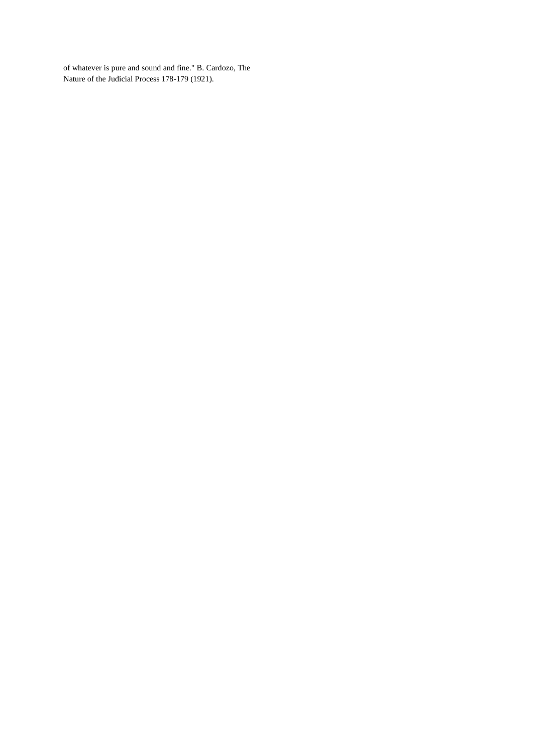of whatever is pure and sound and fine." B. Cardozo, The Nature of the Judicial Process 178-179 (1921).